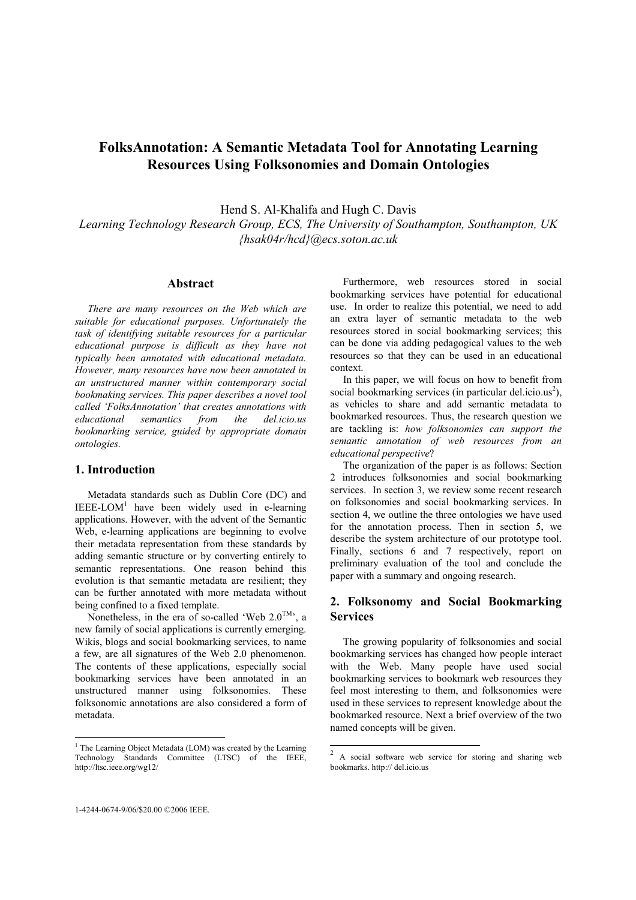# FolksAnnotation: A Semantic Metadata Tool for Annotating Learning Resources Using Folksonomies and Domain Ontologies

Hend S. Al-Khalifa and Hugh C. Davis

*Learning Technology Research Group, ECS, The University of Southampton, Southampton, UK*
*{hsak04r/hcd}@ecs.soton.ac.uk*

## Abstract

*There are many resources on the Web which are suitable for educational purposes. Unfortunately the task of identifying suitable resources for a particular educational purpose is difficult as they have not typically been annotated with educational metadata. However, many resources have now been annotated in an unstructured manner within contemporary social bookmaking services. This paper describes a novel tool called 'FolksAnnotation' that creates annotations with educational semantics from the del.icio.us bookmarking service, guided by appropriate domain ontologies.*

## 1. Introduction

Metadata standards such as Dublin Core (DC) and IEEE-LOM[1] have been widely used in e-learning applications. However, with the advent of the Semantic Web, e-learning applications are beginning to evolve their metadata representation from these standards by adding semantic structure or by converting entirely to semantic representations. One reason behind this evolution is that semantic metadata are resilient; they can be further annotated with more metadata without being confined to a fixed template.

Nonetheless, in the era of so-called 'Web 2.0™', a new family of social applications is currently emerging. Wikis, blogs and social bookmarking services, to name a few, are all signatures of the Web 2.0 phenomenon. The contents of these applications, especially social bookmarking services have been annotated in an unstructured manner using folksonomies. These folksonomic annotations are also considered a form of metadata.

Furthermore, web resources stored in social bookmarking services have potential for educational use. In order to realize this potential, we need to add an extra layer of semantic metadata to the web resources stored in social bookmarking services; this can be done via adding pedagogical values to the web resources so that they can be used in an educational context.

In this paper, we will focus on how to benefit from social bookmarking services (in particular del.icio.us[2]), as vehicles to share and add semantic metadata to bookmarked resources. Thus, the research question we are tackling is: *how folksonomies can support the semantic annotation of web resources from an educational perspective*?

The organization of the paper is as follows: Section 2 introduces folksonomies and social bookmarking services. In section 3, we review some recent research on folksonomies and social bookmarking services. In section 4, we outline the three ontologies we have used for the annotation process. Then in section 5, we describe the system architecture of our prototype tool. Finally, sections 6 and 7 respectively, report on preliminary evaluation of the tool and conclude the paper with a summary and ongoing research.

## 2. Folksonomy and Social Bookmarking Services

The growing popularity of folksonomies and social bookmarking services has changed how people interact with the Web. Many people have used social bookmarking services to bookmark web resources they feel most interesting to them, and folksonomies were used in these services to represent knowledge about the bookmarked resource. Next a brief overview of the two named concepts will be given.

[1] The Learning Object Metadata (LOM) was created by the Learning Technology Standards Committee (LTSC) of the IEEE, http://ltsc.ieee.org/wg12/

[2] A social software web service for storing and sharing web bookmarks. http:// del.icio.us

1-4244-0674-9/06/$20.00 ©2006 IEEE.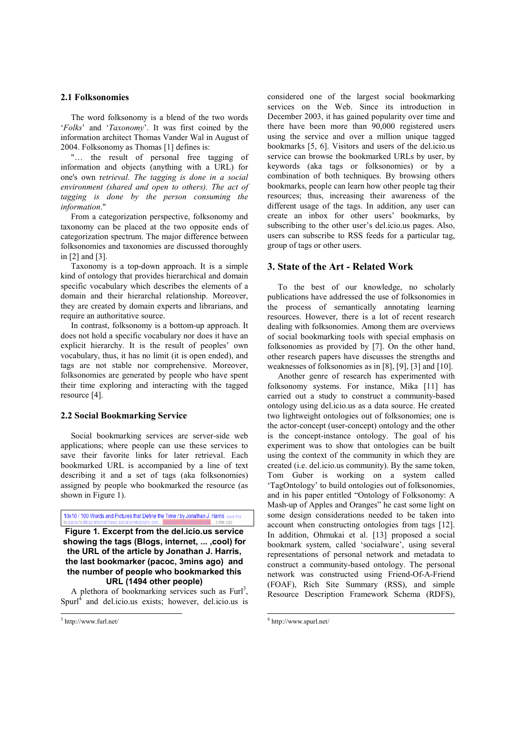### 2.1 Folksonomies

The word folksonomy is a blend of the two words '*Folks*' and '*Taxonomy*'. It was first coined by the information architect Thomas Vander Wal in August of 2004. Folksonomy as Thomas [1] defines is:

"… the result of personal free tagging of information and objects (anything with a URL) for one's own r*etrieval. The tagging is done in a social environment (shared and open to others). The act of tagging is done by the person consuming the information*."

From a categorization perspective, folksonomy and taxonomy can be placed at the two opposite ends of categorization spectrum. The major difference between folksonomies and taxonomies are discussed thoroughly in [2] and [3].

Taxonomy is a top-down approach. It is a simple kind of ontology that provides hierarchical and domain specific vocabulary which describes the elements of a domain and their hierarchal relationship. Moreover, they are created by domain experts and librarians, and require an authoritative source.

In contrast, folksonomy is a bottom-up approach. It does not hold a specific vocabulary nor does it have an explicit hierarchy. It is the result of peoples' own vocabulary, thus, it has no limit (it is open ended), and tags are not stable nor comprehensive. Moreover, folksonomies are generated by people who have spent their time exploring and interacting with the tagged resource [4].

### 2.2 Social Bookmarking Service

Social bookmarking services are server-side web applications; where people can use these services to save their favorite links for later retrieval. Each bookmarked URL is accompanied by a line of text describing it and a set of tags (aka folksonomies) assigned by people who bookmarked the resource (as shown in Figure 1).

10x10 / 100 Words and Pictures that Define the Time / by Jonathan J. Harris save this
by pacoc to Blogs Internet News social photography cool ... saved by 1494 other people ... 3 min ago

**Figure 1. Excerpt from the del.icio.us service showing the tags (Blogs, internet, ... ,cool) for the URL of the article by Jonathan J. Harris, the last bookmarker (pacoc, 3mins ago) and the number of people who bookmarked this URL (1494 other people)**

A plethora of bookmarking services such as Furl[3], Spurl[4] and del.icio.us exists; however, del.icio.us is considered one of the largest social bookmarking services on the Web. Since its introduction in December 2003, it has gained popularity over time and there have been more than 90,000 registered users using the service and over a million unique tagged bookmarks [5, 6]. Visitors and users of the del.icio.us service can browse the bookmarked URLs by user, by keywords (aka tags or folksonomies) or by a combination of both techniques. By browsing others bookmarks, people can learn how other people tag their resources; thus, increasing their awareness of the different usage of the tags. In addition, any user can create an inbox for other users' bookmarks, by subscribing to the other user's del.icio.us pages. Also, users can subscribe to RSS feeds for a particular tag, group of tags or other users.

## 3. State of the Art - Related Work

To the best of our knowledge, no scholarly publications have addressed the use of folksonomies in the process of semantically annotating learning resources. However, there is a lot of recent research dealing with folksonomies. Among them are overviews of social bookmarking tools with special emphasis on folksonomies as provided by [7]. On the other hand, other research papers have discusses the strengths and weaknesses of folksonomies as in [8], [9], [3] and [10].

Another genre of research has experimented with folksonomy systems. For instance, Mika [11] has carried out a study to construct a community-based ontology using del.icio.us as a data source. He created two lightweight ontologies out of folksonomies; one is the actor-concept (user-concept) ontology and the other is the concept-instance ontology. The goal of his experiment was to show that ontologies can be built using the context of the community in which they are created (i.e. del.icio.us community). By the same token, Tom Guber is working on a system called 'TagOntology' to build ontologies out of folksonomies, and in his paper entitled "Ontology of Folksonomy: A Mash-up of Apples and Oranges" he cast some light on some design considerations needed to be taken into account when constructing ontologies from tags [12]. In addition, Ohmukai et al. [13] proposed a social bookmark system, called 'socialware', using several representations of personal network and metadata to construct a community-based ontology. The personal network was constructed using Friend-Of-A-Friend (FOAF), Rich Site Summary (RSS), and simple Resource Description Framework Schema (RDFS),

[3] http://www.furl.net/

[4] http://www.spurl.net/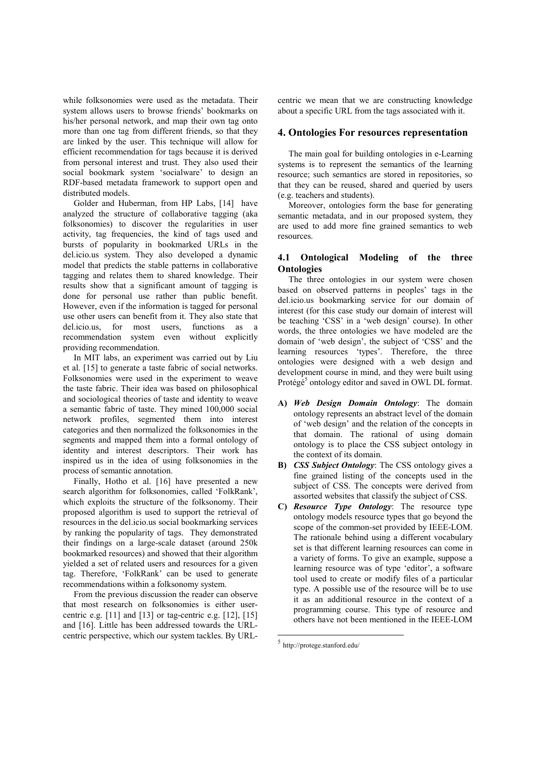while folksonomies were used as the metadata. Their system allows users to browse friends' bookmarks on his/her personal network, and map their own tag onto more than one tag from different friends, so that they are linked by the user. This technique will allow for efficient recommendation for tags because it is derived from personal interest and trust. They also used their social bookmark system 'socialware' to design an RDF-based metadata framework to support open and distributed models.

Golder and Huberman, from HP Labs, [14] have analyzed the structure of collaborative tagging (aka folksonomies) to discover the regularities in user activity, tag frequencies, the kind of tags used and bursts of popularity in bookmarked URLs in the del.icio.us system. They also developed a dynamic model that predicts the stable patterns in collaborative tagging and relates them to shared knowledge. Their results show that a significant amount of tagging is done for personal use rather than public benefit. However, even if the information is tagged for personal use other users can benefit from it. They also state that del.icio.us, for most users, functions as a recommendation system even without explicitly providing recommendation.

In MIT labs, an experiment was carried out by Liu et al. [15] to generate a taste fabric of social networks. Folksonomies were used in the experiment to weave the taste fabric. Their idea was based on philosophical and sociological theories of taste and identity to weave a semantic fabric of taste. They mined 100,000 social network profiles, segmented them into interest categories and then normalized the folksonomies in the segments and mapped them into a formal ontology of identity and interest descriptors. Their work has inspired us in the idea of using folksonomies in the process of semantic annotation.

Finally, Hotho et al. [16] have presented a new search algorithm for folksonomies, called 'FolkRank', which exploits the structure of the folksonomy. Their proposed algorithm is used to support the retrieval of resources in the del.icio.us social bookmarking services by ranking the popularity of tags. They demonstrated their findings on a large-scale dataset (around 250k bookmarked resources) and showed that their algorithm yielded a set of related users and resources for a given tag. Therefore, 'FolkRank' can be used to generate recommendations within a folksonomy system.

From the previous discussion the reader can observe that most research on folksonomies is either user-centric e.g. [11] and [13] or tag-centric e.g. [12], [15] and [16]. Little has been addressed towards the URL-centric perspective, which our system tackles. By URL-centric we mean that we are constructing knowledge about a specific URL from the tags associated with it.

## 4. Ontologies For resources representation

The main goal for building ontologies in e-Learning systems is to represent the semantics of the learning resource; such semantics are stored in repositories, so that they can be reused, shared and queried by users (e.g. teachers and students).

Moreover, ontologies form the base for generating semantic metadata, and in our proposed system, they are used to add more fine grained semantics to web resources.

### 4.1 Ontological Modeling of the three Ontologies

The three ontologies in our system were chosen based on observed patterns in peoples' tags in the del.icio.us bookmarking service for our domain of interest (for this case study our domain of interest will be teaching 'CSS' in a 'web design' course). In other words, the three ontologies we have modeled are the domain of 'web design', the subject of 'CSS' and the learning resources 'types'. Therefore, the three ontologies were designed with a web design and development course in mind, and they were built using Protégé[5] ontology editor and saved in OWL DL format.

**A)** ***Web Design Domain Ontology***: The domain ontology represents an abstract level of the domain of 'web design' and the relation of the concepts in that domain. The rational of using domain ontology is to place the CSS subject ontology in the context of its domain.

**B)** ***CSS Subject Ontology***: The CSS ontology gives a fine grained listing of the concepts used in the subject of CSS. The concepts were derived from assorted websites that classify the subject of CSS.

**C)** ***Resource Type Ontology***: The resource type ontology models resource types that go beyond the scope of the common-set provided by IEEE-LOM. The rationale behind using a different vocabulary set is that different learning resources can come in a variety of forms. To give an example, suppose a learning resource was of type 'editor', a software tool used to create or modify files of a particular type. A possible use of the resource will be to use it as an additional resource in the context of a programming course. This type of resource and others have not been mentioned in the IEEE-LOM

---

[5] http://protege.stanford.edu/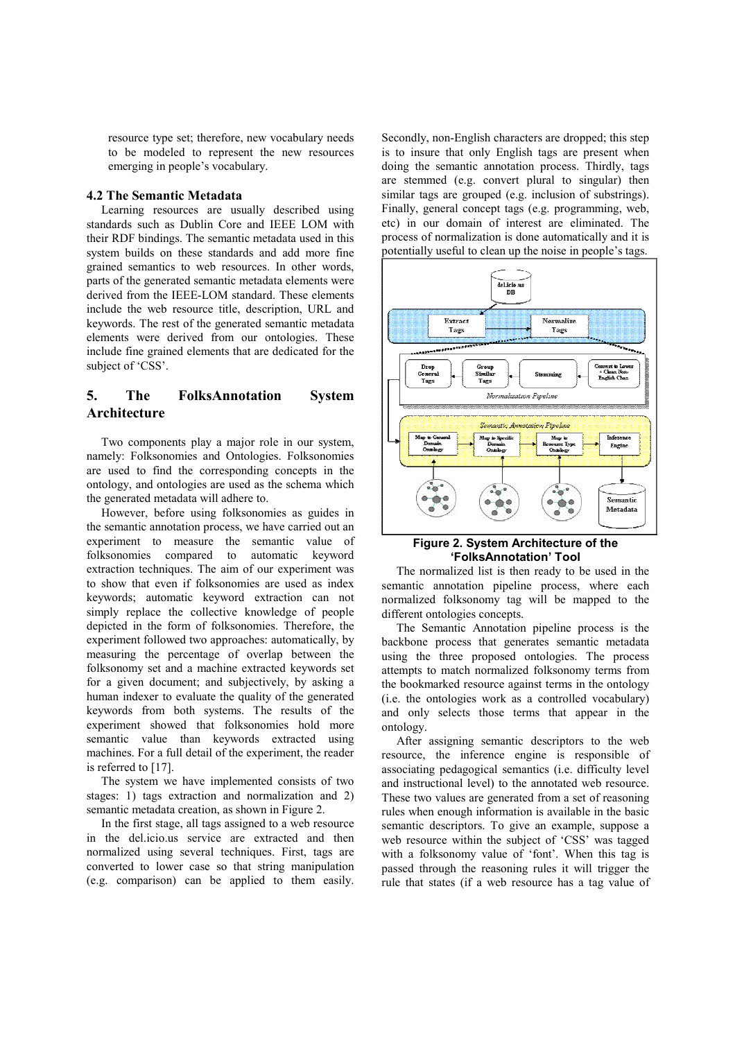resource type set; therefore, new vocabulary needs to be modeled to represent the new resources emerging in people's vocabulary.

### 4.2 The Semantic Metadata

Learning resources are usually described using standards such as Dublin Core and IEEE LOM with their RDF bindings. The semantic metadata used in this system builds on these standards and add more fine grained semantics to web resources. In other words, parts of the generated semantic metadata elements were derived from the IEEE-LOM standard. These elements include the web resource title, description, URL and keywords. The rest of the generated semantic metadata elements were derived from our ontologies. These include fine grained elements that are dedicated for the subject of 'CSS'.

## 5. The FolksAnnotation System Architecture

Two components play a major role in our system, namely: Folksonomies and Ontologies. Folksonomies are used to find the corresponding concepts in the ontology, and ontologies are used as the schema which the generated metadata will adhere to.

However, before using folksonomies as guides in the semantic annotation process, we have carried out an experiment to measure the semantic value of folksonomies compared to automatic keyword extraction techniques. The aim of our experiment was to show that even if folksonomies are used as index keywords; automatic keyword extraction can not simply replace the collective knowledge of people depicted in the form of folksonomies. Therefore, the experiment followed two approaches: automatically, by measuring the percentage of overlap between the folksonomy set and a machine extracted keywords set for a given document; and subjectively, by asking a human indexer to evaluate the quality of the generated keywords from both systems. The results of the experiment showed that folksonomies hold more semantic value than keywords extracted using machines. For a full detail of the experiment, the reader is referred to [17].

The system we have implemented consists of two stages: 1) tags extraction and normalization and 2) semantic metadata creation, as shown in Figure 2.

In the first stage, all tags assigned to a web resource in the del.icio.us service are extracted and then normalized using several techniques. First, tags are converted to lower case so that string manipulation (e.g. comparison) can be applied to them easily. Secondly, non-English characters are dropped; this step is to insure that only English tags are present when doing the semantic annotation process. Thirdly, tags are stemmed (e.g. convert plural to singular) then similar tags are grouped (e.g. inclusion of substrings). Finally, general concept tags (e.g. programming, web, etc) in our domain of interest are eliminated. The process of normalization is done automatically and it is potentially useful to clean up the noise in people's tags.

**Figure 2. System Architecture of the 'FolksAnnotation' Tool**

The normalized list is then ready to be used in the semantic annotation pipeline process, where each normalized folksonomy tag will be mapped to the different ontologies concepts.

The Semantic Annotation pipeline process is the backbone process that generates semantic metadata using the three proposed ontologies. The process attempts to match normalized folksonomy terms from the bookmarked resource against terms in the ontology (i.e. the ontologies work as a controlled vocabulary) and only selects those terms that appear in the ontology.

After assigning semantic descriptors to the web resource, the inference engine is responsible of associating pedagogical semantics (i.e. difficulty level and instructional level) to the annotated web resource. These two values are generated from a set of reasoning rules when enough information is available in the basic semantic descriptors. To give an example, suppose a web resource within the subject of 'CSS' was tagged with a folksonomy value of 'font'. When this tag is passed through the reasoning rules it will trigger the rule that states (if a web resource has a tag value of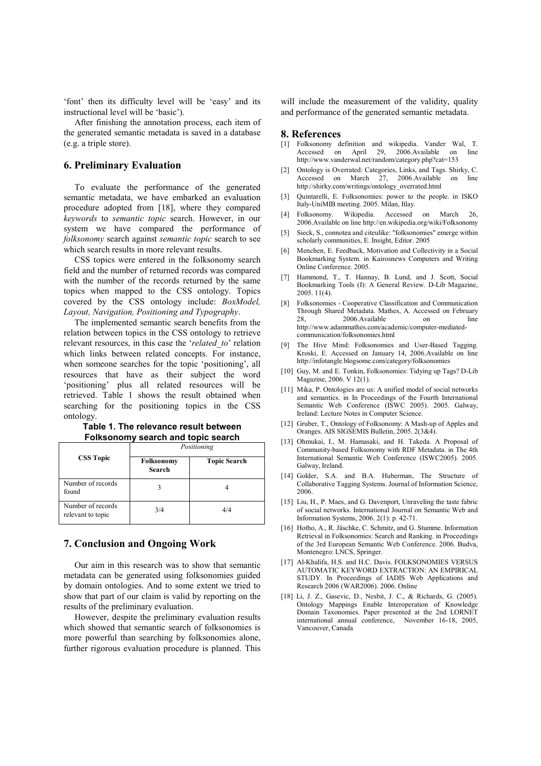'font' then its difficulty level will be 'easy' and its instructional level will be 'basic').

After finishing the annotation process, each item of the generated semantic metadata is saved in a database (e.g. a triple store).

## 6. Preliminary Evaluation

To evaluate the performance of the generated semantic metadata, we have embarked an evaluation procedure adopted from [18], where they compared *keywords* to *semantic topic* search. However, in our system we have compared the performance of *folksonomy* search against *semantic topic* search to see which search results in more relevant results.

CSS topics were entered in the folksonomy search field and the number of returned records was compared with the number of the records returned by the same topics when mapped to the CSS ontology. Topics covered by the CSS ontology include: *BoxModel, Layout, Navigation, Positioning and Typography*.

The implemented semantic search benefits from the relation between topics in the CSS ontology to retrieve relevant resources, in this case the '*related_to*' relation which links between related concepts. For instance, when someone searches for the topic 'positioning', all resources that have as their subject the word 'positioning' plus all related resources will be retrieved. Table 1 shows the result obtained when searching for the positioning topics in the CSS ontology.

**Table 1. The relevance result between Folksonomy search and topic search**

| CSS Topic | *Positioning* | |
|---|---|---|
| | **Folksonomy Search** | **Topic Search** |
| Number of records found | 3 | 4 |
| Number of records relevant to topic | 3/4 | 4/4 |

## 7. Conclusion and Ongoing Work

Our aim in this research was to show that semantic metadata can be generated using folksonomies guided by domain ontologies. And to some extent we tried to show that part of our claim is valid by reporting on the results of the preliminary evaluation.

However, despite the preliminary evaluation results which showed that semantic search of folksonomies is more powerful than searching by folksonomies alone, further rigorous evaluation procedure is planned. This will include the measurement of the validity, quality and performance of the generated semantic metadata.

## 8. References

[1] Folksonomy definition and wikipedia. Vander Wal, T. Accessed on April 29, 2006.Available on line http://www.vanderwal.net/random/category.php?cat=153

[2] Ontology is Overrated: Categories, Links, and Tags. Shirky, C. Accessed on March 27, 2006.Available on line http://shirky.com/writings/ontology_overrated.html

[3] Quintarelli, E. Folksonomies: power to the people. in ISKO Italy-UniMIB meeting. 2005. Milan, Itlay.

[4] Folksonomy. Wikipedia. Accessed on March 26, 2006.Available on line http://en.wikipedia.org/wiki/Folksonomy

[5] Sieck, S., connotea and citeulike: "folksonomies" emerge within scholarly communities, E. Insight, Editor. 2005

[6] Menchen, E. Feedback, Motivation and Collectivity in a Social Bookmarking System. in Kairosnews Computers and Writing Online Conference. 2005.

[7] Hammond, T., T. Hannay, B. Lund, and J. Scott, Social Bookmarking Tools (I): A General Review. D-Lib Magazine, 2005. 11(4).

[8] Folksonomies - Cooperative Classification and Communication Through Shared Metadata. Mathes, A. Accessed on February 28, 2006.Available on line http://www.adammathes.com/academic/computer-mediated-communication/folksonomies.html

[9] The Hive Mind: Folksonomies and User-Based Tagging. Kroski, E. Accessed on January 14, 2006.Available on line http://infotangle.blogsome.com/category/folksonomies

[10] Guy, M. and E. Tonkin, Folksonomies: Tidying up Tags? D-Lib Magazine, 2006. V 12(1).

[11] Mika, P. Ontologies are us: A unified model of social networks and semantics. in In Proceedings of the Fourth International Semantic Web Conference (ISWC 2005). 2005. Galway, Ireland: Lecture Notes in Computer Science.

[12] Gruber, T., Ontology of Folksonomy: A Mash-up of Apples and Oranges. AIS SIGSEMIS Bulletin, 2005. 2(3&4).

[13] Ohmukai, I., M. Hamasaki, and H. Takeda. A Proposal of Community-based Folksonomy with RDF Metadata. in The 4th International Semantic Web Conference (ISWC2005). 2005. Galway, Ireland.

[14] Golder, S.A. and B.A. Huberman, The Structure of Collaborative Tagging Systems. Journal of Information Science, 2006.

[15] Liu, H., P. Maes, and G. Davenport, Unraveling the taste fabric of social networks. International Journal on Semantic Web and Information Systems, 2006. 2(1): p. 42-71.

[16] Hotho, A., R. Jäschke, C. Schmitz, and G. Stumme. Information Retrieval in Folksonomies: Search and Ranking. in Proceedings of the 3rd European Semantic Web Conference. 2006. Budva, Montenegro: LNCS, Springer.

[17] Al-Khalifa, H.S. and H.C. Davis. FOLKSONOMIES VERSUS AUTOMATIC KEYWORD EXTRACTION: AN EMPIRICAL STUDY. In Proceedings of IADIS Web Applications and Research 2006 (WAR2006). 2006. Online

[18] Li, J. Z., Gasevic, D., Nesbit, J. C., & Richards, G. (2005). Ontology Mappings Enable Interoperation of Knowledge Domain Taxonomies. Paper presented at the 2nd LORNET international annual conference, November 16-18, 2005, Vancouver, Canada